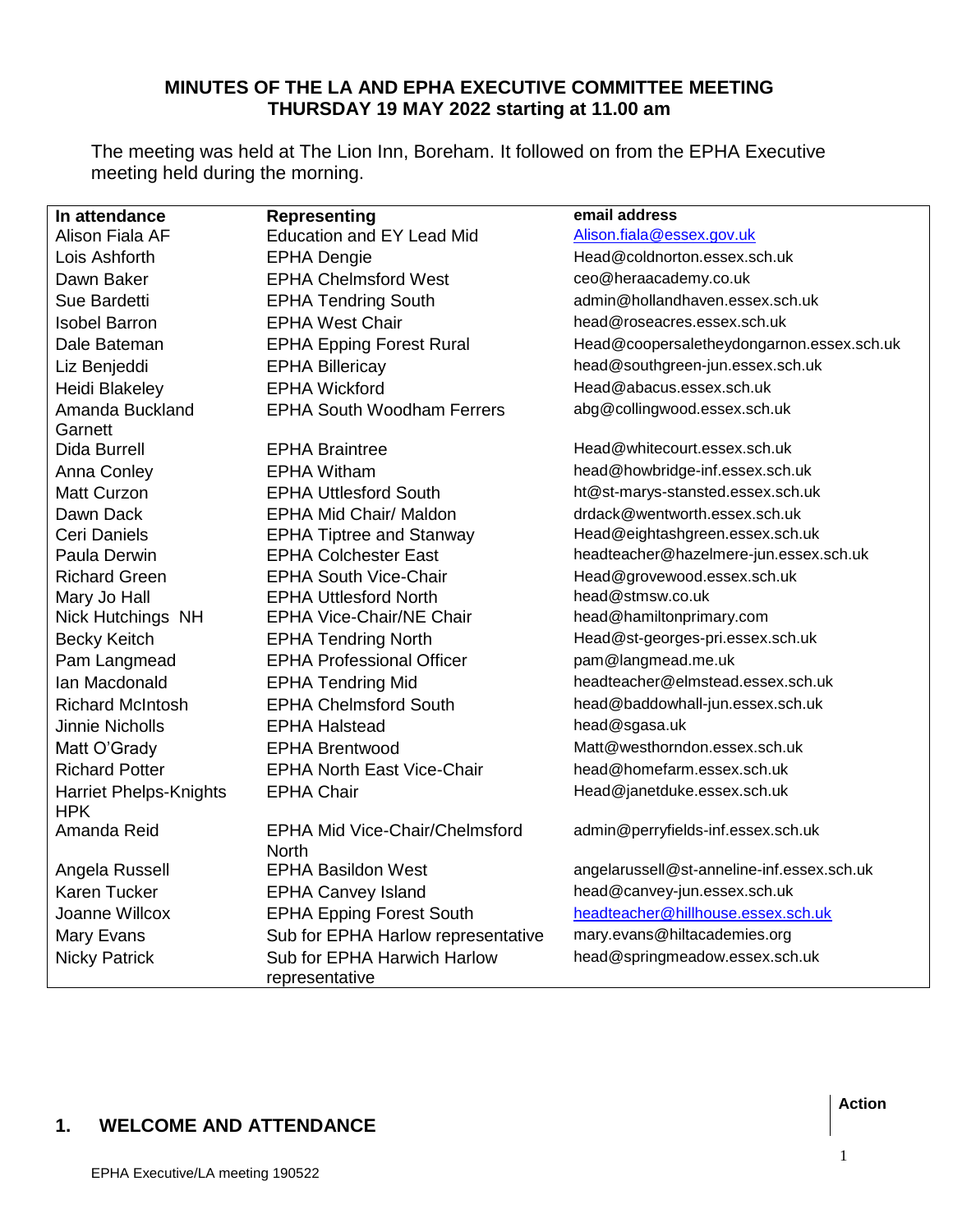# MINUTES OF THE LA AND EPHA EXECUTIVE COMMITTEE MEETING THURSDAY 19 MAY 2022 starting at 11.00 am

The meeting was held at The Lion Inn, Boreham. It followed on from the EPHA Executive meeting held during the morning.

| In attendance | Representing | email address |
|---|---|---|
| Alison Fiala AF | Education and EY Lead Mid | Alison.fiala@essex.gov.uk |
| Lois Ashforth | EPHA Dengie | Head@coldnorton.essex.sch.uk |
| Dawn Baker | EPHA Chelmsford West | ceo@heraacademy.co.uk |
| Sue Bardetti | EPHA Tendring South | admin@hollandhaven.essex.sch.uk |
| Isobel Barron | EPHA West Chair | head@roseacres.essex.sch.uk |
| Dale Bateman | EPHA Epping Forest Rural | Head@coopersaletheydongarnon.essex.sch.uk |
| Liz Benjeddi | EPHA Billericay | head@southgreen-jun.essex.sch.uk |
| Heidi Blakeley | EPHA Wickford | Head@abacus.essex.sch.uk |
| Amanda Buckland Garnett | EPHA South Woodham Ferrers | abg@collingwood.essex.sch.uk |
| Dida Burrell | EPHA Braintree | Head@whitecourt.essex.sch.uk |
| Anna Conley | EPHA Witham | head@howbridge-inf.essex.sch.uk |
| Matt Curzon | EPHA Uttlesford South | ht@st-marys-stansted.essex.sch.uk |
| Dawn Dack | EPHA Mid Chair/ Maldon | drdack@wentworth.essex.sch.uk |
| Ceri Daniels | EPHA Tiptree and Stanway | Head@eightashgreen.essex.sch.uk |
| Paula Derwin | EPHA Colchester East | headteacher@hazelmere-jun.essex.sch.uk |
| Richard Green | EPHA South Vice-Chair | Head@grovewood.essex.sch.uk |
| Mary Jo Hall | EPHA Uttlesford North | head@stmsw.co.uk |
| Nick Hutchings NH | EPHA Vice-Chair/NE Chair | head@hamiltonprimary.com |
| Becky Keitch | EPHA Tendring North | Head@st-georges-pri.essex.sch.uk |
| Pam Langmead | EPHA Professional Officer | pam@langmead.me.uk |
| Ian Macdonald | EPHA Tendring Mid | headteacher@elmstead.essex.sch.uk |
| Richard McIntosh | EPHA Chelmsford South | head@baddowhall-jun.essex.sch.uk |
| Jinnie Nicholls | EPHA Halstead | head@sgasa.uk |
| Matt O'Grady | EPHA Brentwood | Matt@westhorndon.essex.sch.uk |
| Richard Potter | EPHA North East Vice-Chair | head@homefarm.essex.sch.uk |
| Harriet Phelps-Knights HPK | EPHA Chair | Head@janetduke.essex.sch.uk |
| Amanda Reid | EPHA Mid Vice-Chair/Chelmsford North | admin@perryfields-inf.essex.sch.uk |
| Angela Russell | EPHA Basildon West | angelarussell@st-anneline-inf.essex.sch.uk |
| Karen Tucker | EPHA Canvey Island | head@canvey-jun.essex.sch.uk |
| Joanne Willcox | EPHA Epping Forest South | headteacher@hillhouse.essex.sch.uk |
| Mary Evans | Sub for EPHA Harlow representative | mary.evans@hiltacademies.org |
| Nicky Patrick | Sub for EPHA Harwich Harlow representative | head@springmeadow.essex.sch.uk |

**Action**

## 1. WELCOME AND ATTENDANCE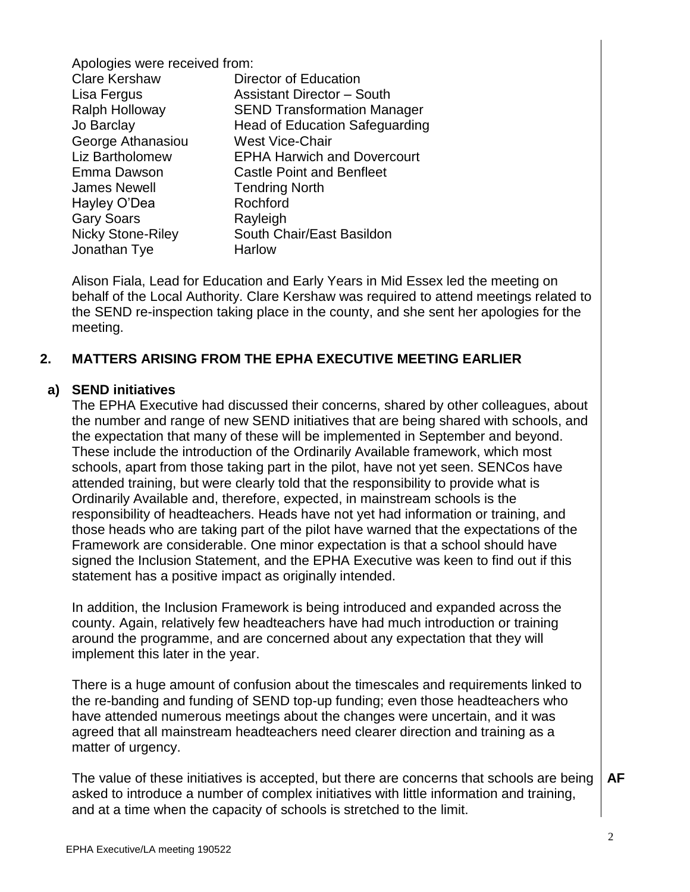Apologies were received from:

| | |
|---|---|
| Clare Kershaw | Director of Education |
| Lisa Fergus | Assistant Director – South |
| Ralph Holloway | SEND Transformation Manager |
| Jo Barclay | Head of Education Safeguarding |
| George Athanasiou | West Vice-Chair |
| Liz Bartholomew | EPHA Harwich and Dovercourt |
| Emma Dawson | Castle Point and Benfleet |
| James Newell | Tendring North |
| Hayley O'Dea | Rochford |
| Gary Soars | Rayleigh |
| Nicky Stone-Riley | South Chair/East Basildon |
| Jonathan Tye | Harlow |

Alison Fiala, Lead for Education and Early Years in Mid Essex led the meeting on behalf of the Local Authority. Clare Kershaw was required to attend meetings related to the SEND re-inspection taking place in the county, and she sent her apologies for the meeting.

## 2. MATTERS ARISING FROM THE EPHA EXECUTIVE MEETING EARLIER

### a) SEND initiatives

The EPHA Executive had discussed their concerns, shared by other colleagues, about the number and range of new SEND initiatives that are being shared with schools, and the expectation that many of these will be implemented in September and beyond. These include the introduction of the Ordinarily Available framework, which most schools, apart from those taking part in the pilot, have not yet seen. SENCos have attended training, but were clearly told that the responsibility to provide what is Ordinarily Available and, therefore, expected, in mainstream schools is the responsibility of headteachers. Heads have not yet had information or training, and those heads who are taking part of the pilot have warned that the expectations of the Framework are considerable. One minor expectation is that a school should have signed the Inclusion Statement, and the EPHA Executive was keen to find out if this statement has a positive impact as originally intended.

In addition, the Inclusion Framework is being introduced and expanded across the county. Again, relatively few headteachers have had much introduction or training around the programme, and are concerned about any expectation that they will implement this later in the year.

There is a huge amount of confusion about the timescales and requirements linked to the re-banding and funding of SEND top-up funding; even those headteachers who have attended numerous meetings about the changes were uncertain, and it was agreed that all mainstream headteachers need clearer direction and training as a matter of urgency.

The value of these initiatives is accepted, but there are concerns that schools are being asked to introduce a number of complex initiatives with little information and training, and at a time when the capacity of schools is stretched to the limit. **AF**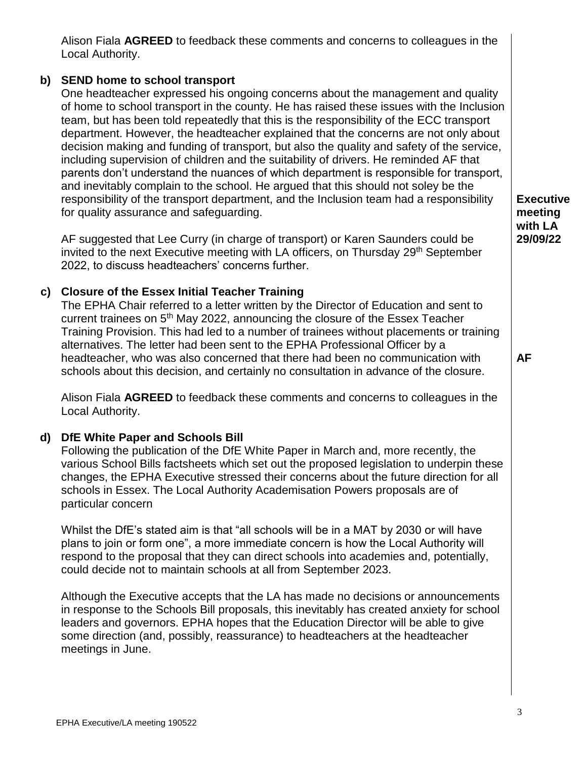Alison Fiala **AGREED** to feedback these comments and concerns to colleagues in the Local Authority.

**b) SEND home to school transport**

One headteacher expressed his ongoing concerns about the management and quality of home to school transport in the county. He has raised these issues with the Inclusion team, but has been told repeatedly that this is the responsibility of the ECC transport department. However, the headteacher explained that the concerns are not only about decision making and funding of transport, but also the quality and safety of the service, including supervision of children and the suitability of drivers. He reminded AF that parents don't understand the nuances of which department is responsible for transport, and inevitably complain to the school. He argued that this should not soley be the responsibility of the transport department, and the Inclusion team had a responsibility for quality assurance and safeguarding.

AF suggested that Lee Curry (in charge of transport) or Karen Saunders could be invited to the next Executive meeting with LA officers, on Thursday 29th September 2022, to discuss headteachers' concerns further.

**Executive meeting with LA 29/09/22**

**c) Closure of the Essex Initial Teacher Training**

The EPHA Chair referred to a letter written by the Director of Education and sent to current trainees on 5th May 2022, announcing the closure of the Essex Teacher Training Provision. This had led to a number of trainees without placements or training alternatives. The letter had been sent to the EPHA Professional Officer by a headteacher, who was also concerned that there had been no communication with schools about this decision, and certainly no consultation in advance of the closure.

**AF**

Alison Fiala **AGREED** to feedback these comments and concerns to colleagues in the Local Authority.

**d) DfE White Paper and Schools Bill**

Following the publication of the DfE White Paper in March and, more recently, the various School Bills factsheets which set out the proposed legislation to underpin these changes, the EPHA Executive stressed their concerns about the future direction for all schools in Essex. The Local Authority Academisation Powers proposals are of particular concern

Whilst the DfE's stated aim is that "all schools will be in a MAT by 2030 or will have plans to join or form one", a more immediate concern is how the Local Authority will respond to the proposal that they can direct schools into academies and, potentially, could decide not to maintain schools at all from September 2023.

Although the Executive accepts that the LA has made no decisions or announcements in response to the Schools Bill proposals, this inevitably has created anxiety for school leaders and governors. EPHA hopes that the Education Director will be able to give some direction (and, possibly, reassurance) to headteachers at the headteacher meetings in June.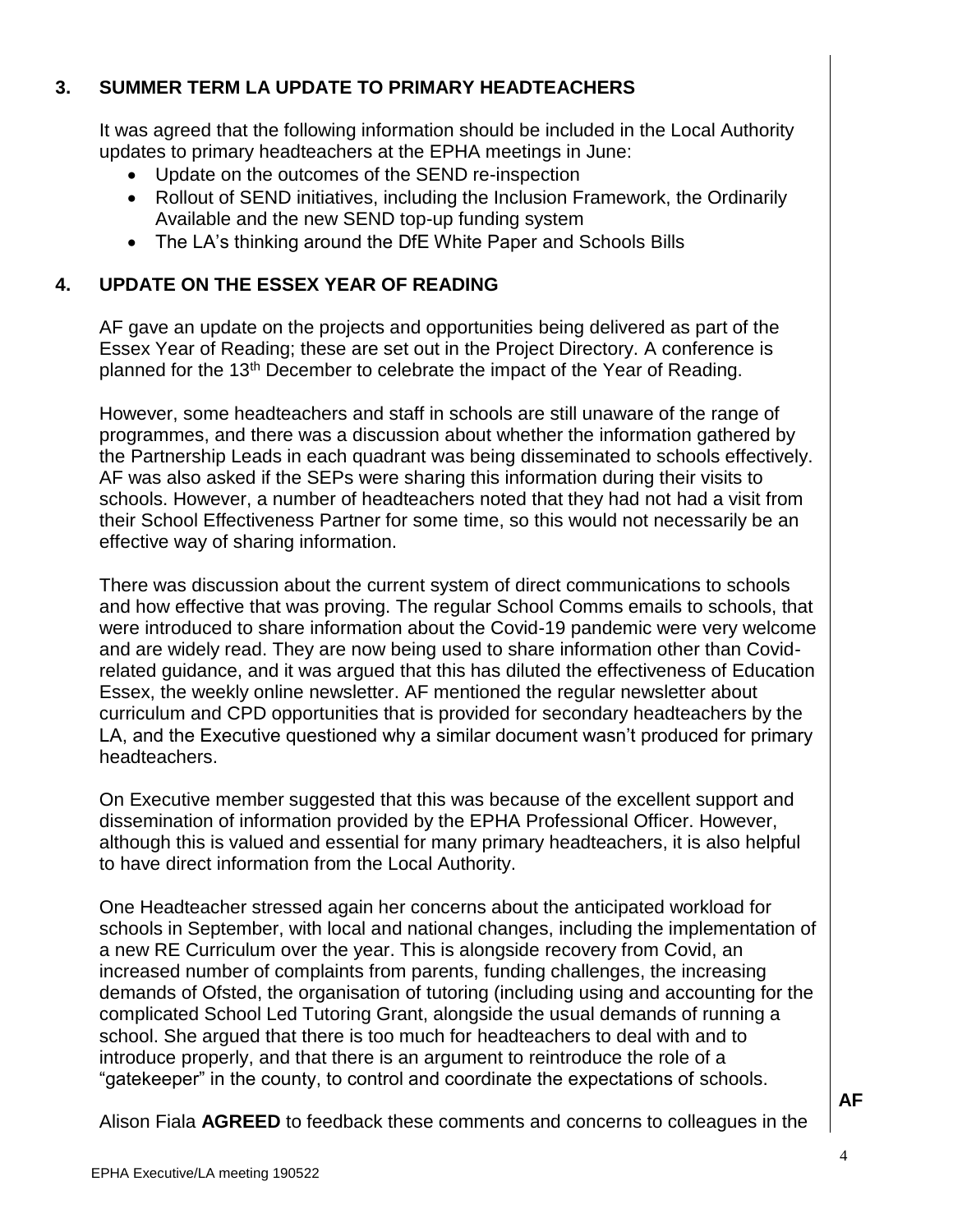## 3. SUMMER TERM LA UPDATE TO PRIMARY HEADTEACHERS

It was agreed that the following information should be included in the Local Authority updates to primary headteachers at the EPHA meetings in June:

- Update on the outcomes of the SEND re-inspection
- Rollout of SEND initiatives, including the Inclusion Framework, the Ordinarily Available and the new SEND top-up funding system
- The LA's thinking around the DfE White Paper and Schools Bills

## 4. UPDATE ON THE ESSEX YEAR OF READING

AF gave an update on the projects and opportunities being delivered as part of the Essex Year of Reading; these are set out in the Project Directory. A conference is planned for the 13th December to celebrate the impact of the Year of Reading.

However, some headteachers and staff in schools are still unaware of the range of programmes, and there was a discussion about whether the information gathered by the Partnership Leads in each quadrant was being disseminated to schools effectively. AF was also asked if the SEPs were sharing this information during their visits to schools. However, a number of headteachers noted that they had not had a visit from their School Effectiveness Partner for some time, so this would not necessarily be an effective way of sharing information.

There was discussion about the current system of direct communications to schools and how effective that was proving. The regular School Comms emails to schools, that were introduced to share information about the Covid-19 pandemic were very welcome and are widely read. They are now being used to share information other than Covid-related guidance, and it was argued that this has diluted the effectiveness of Education Essex, the weekly online newsletter. AF mentioned the regular newsletter about curriculum and CPD opportunities that is provided for secondary headteachers by the LA, and the Executive questioned why a similar document wasn't produced for primary headteachers.

On Executive member suggested that this was because of the excellent support and dissemination of information provided by the EPHA Professional Officer. However, although this is valued and essential for many primary headteachers, it is also helpful to have direct information from the Local Authority.

One Headteacher stressed again her concerns about the anticipated workload for schools in September, with local and national changes, including the implementation of a new RE Curriculum over the year. This is alongside recovery from Covid, an increased number of complaints from parents, funding challenges, the increasing demands of Ofsted, the organisation of tutoring (including using and accounting for the complicated School Led Tutoring Grant, alongside the usual demands of running a school. She argued that there is too much for headteachers to deal with and to introduce properly, and that there is an argument to reintroduce the role of a "gatekeeper" in the county, to control and coordinate the expectations of schools.

Alison Fiala **AGREED** to feedback these comments and concerns to colleagues in the **AF**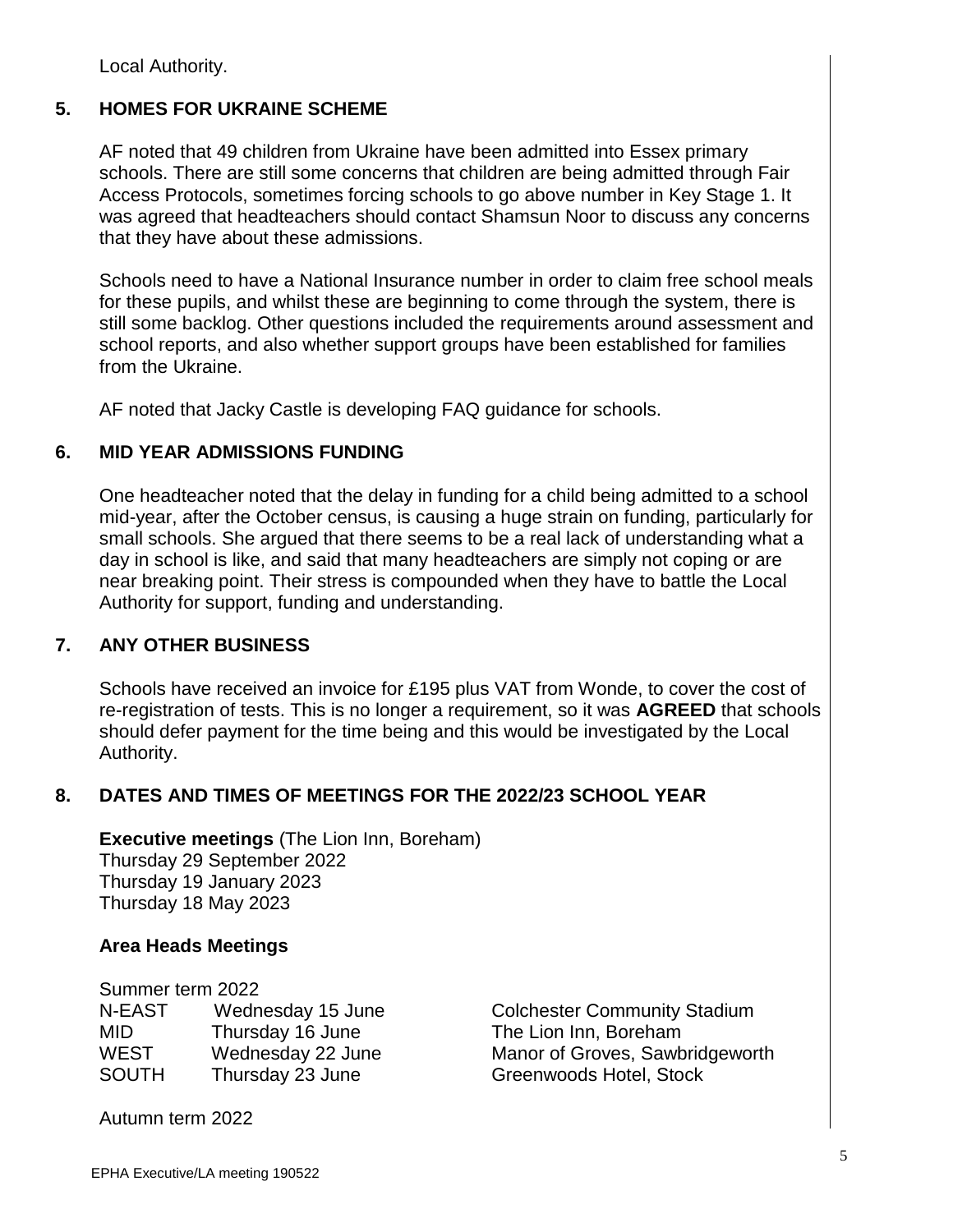Local Authority.

## 5. HOMES FOR UKRAINE SCHEME

AF noted that 49 children from Ukraine have been admitted into Essex primary schools. There are still some concerns that children are being admitted through Fair Access Protocols, sometimes forcing schools to go above number in Key Stage 1. It was agreed that headteachers should contact Shamsun Noor to discuss any concerns that they have about these admissions.

Schools need to have a National Insurance number in order to claim free school meals for these pupils, and whilst these are beginning to come through the system, there is still some backlog. Other questions included the requirements around assessment and school reports, and also whether support groups have been established for families from the Ukraine.

AF noted that Jacky Castle is developing FAQ guidance for schools.

## 6. MID YEAR ADMISSIONS FUNDING

One headteacher noted that the delay in funding for a child being admitted to a school mid-year, after the October census, is causing a huge strain on funding, particularly for small schools. She argued that there seems to be a real lack of understanding what a day in school is like, and said that many headteachers are simply not coping or are near breaking point. Their stress is compounded when they have to battle the Local Authority for support, funding and understanding.

## 7. ANY OTHER BUSINESS

Schools have received an invoice for £195 plus VAT from Wonde, to cover the cost of re-registration of tests. This is no longer a requirement, so it was **AGREED** that schools should defer payment for the time being and this would be investigated by the Local Authority.

## 8. DATES AND TIMES OF MEETINGS FOR THE 2022/23 SCHOOL YEAR

**Executive meetings** (The Lion Inn, Boreham)
Thursday 29 September 2022
Thursday 19 January 2023
Thursday 18 May 2023

**Area Heads Meetings**

Summer term 2022

| | | |
|---|---|---|
| N-EAST | Wednesday 15 June | Colchester Community Stadium |
| MID | Thursday 16 June | The Lion Inn, Boreham |
| WEST | Wednesday 22 June | Manor of Groves, Sawbridgeworth |
| SOUTH | Thursday 23 June | Greenwoods Hotel, Stock |

Autumn term 2022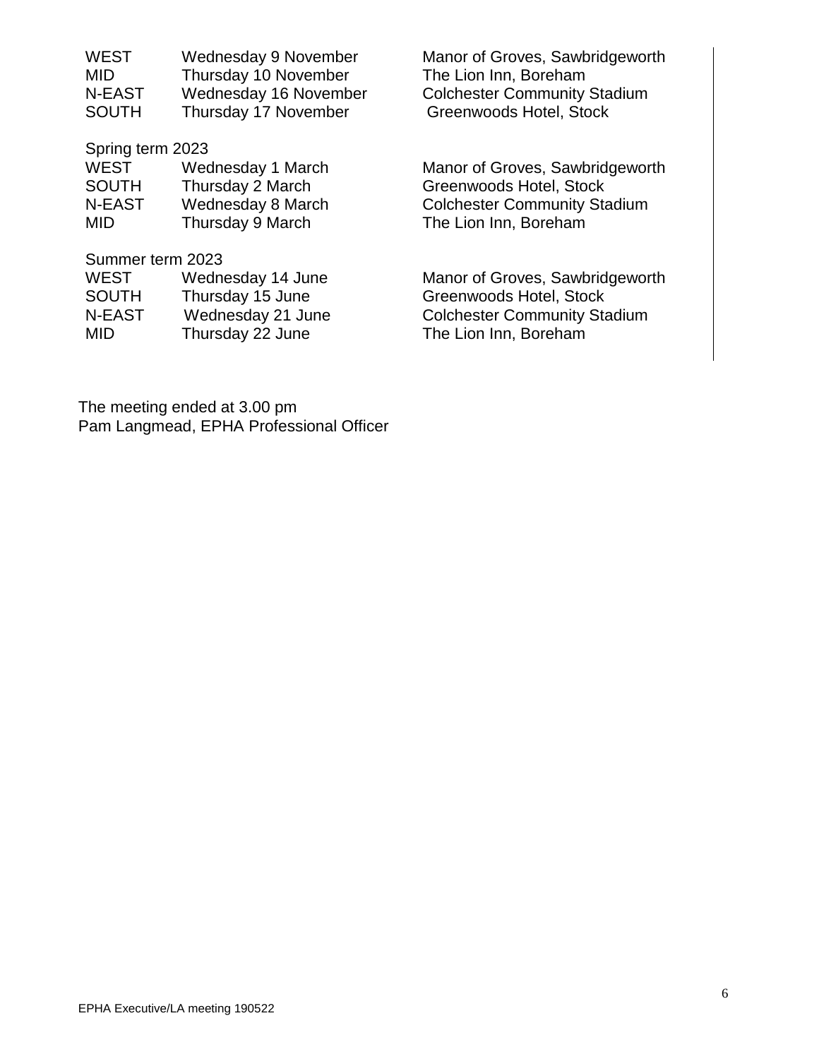| | | |
|---|---|---|
| WEST | Wednesday 9 November | Manor of Groves, Sawbridgeworth |
| MID | Thursday 10 November | The Lion Inn, Boreham |
| N-EAST | Wednesday 16 November | Colchester Community Stadium |
| SOUTH | Thursday 17 November | Greenwoods Hotel, Stock |
| Spring term 2023 | | |
| WEST | Wednesday 1 March | Manor of Groves, Sawbridgeworth |
| SOUTH | Thursday 2 March | Greenwoods Hotel, Stock |
| N-EAST | Wednesday 8 March | Colchester Community Stadium |
| MID | Thursday 9 March | The Lion Inn, Boreham |
| Summer term 2023 | | |
| WEST | Wednesday 14 June | Manor of Groves, Sawbridgeworth |
| SOUTH | Thursday 15 June | Greenwoods Hotel, Stock |
| N-EAST | Wednesday 21 June | Colchester Community Stadium |
| MID | Thursday 22 June | The Lion Inn, Boreham |

The meeting ended at 3.00 pm
Pam Langmead, EPHA Professional Officer